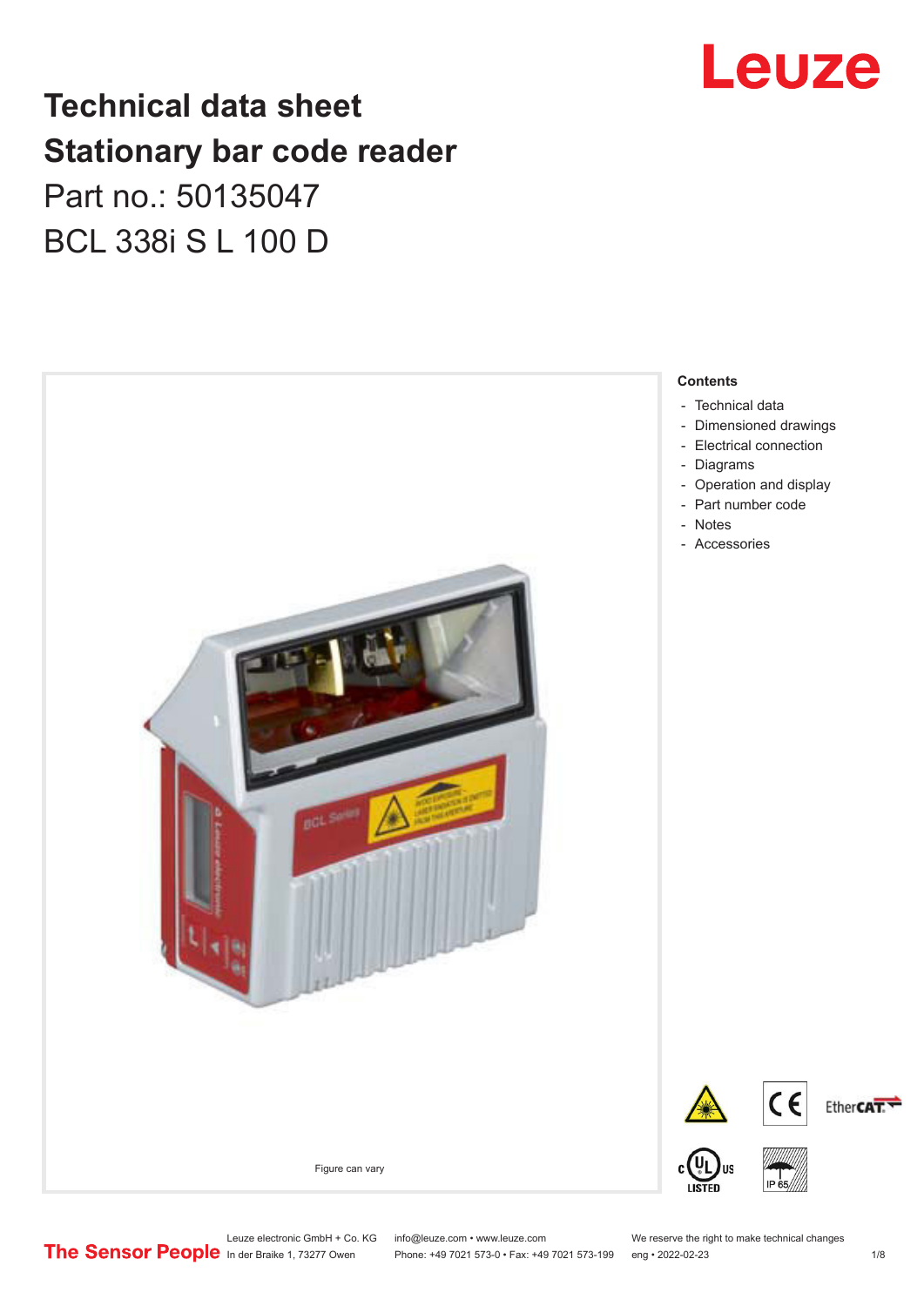# Technical data sheet
# Stationary bar code reader

Part no.: 50135047

BCL 338i S L 100 D

Figure can vary

**Contents**

- Technical data
- Dimensioned drawings
- Electrical connection
- Diagrams
- Operation and display
- Part number code
- Notes
- Accessories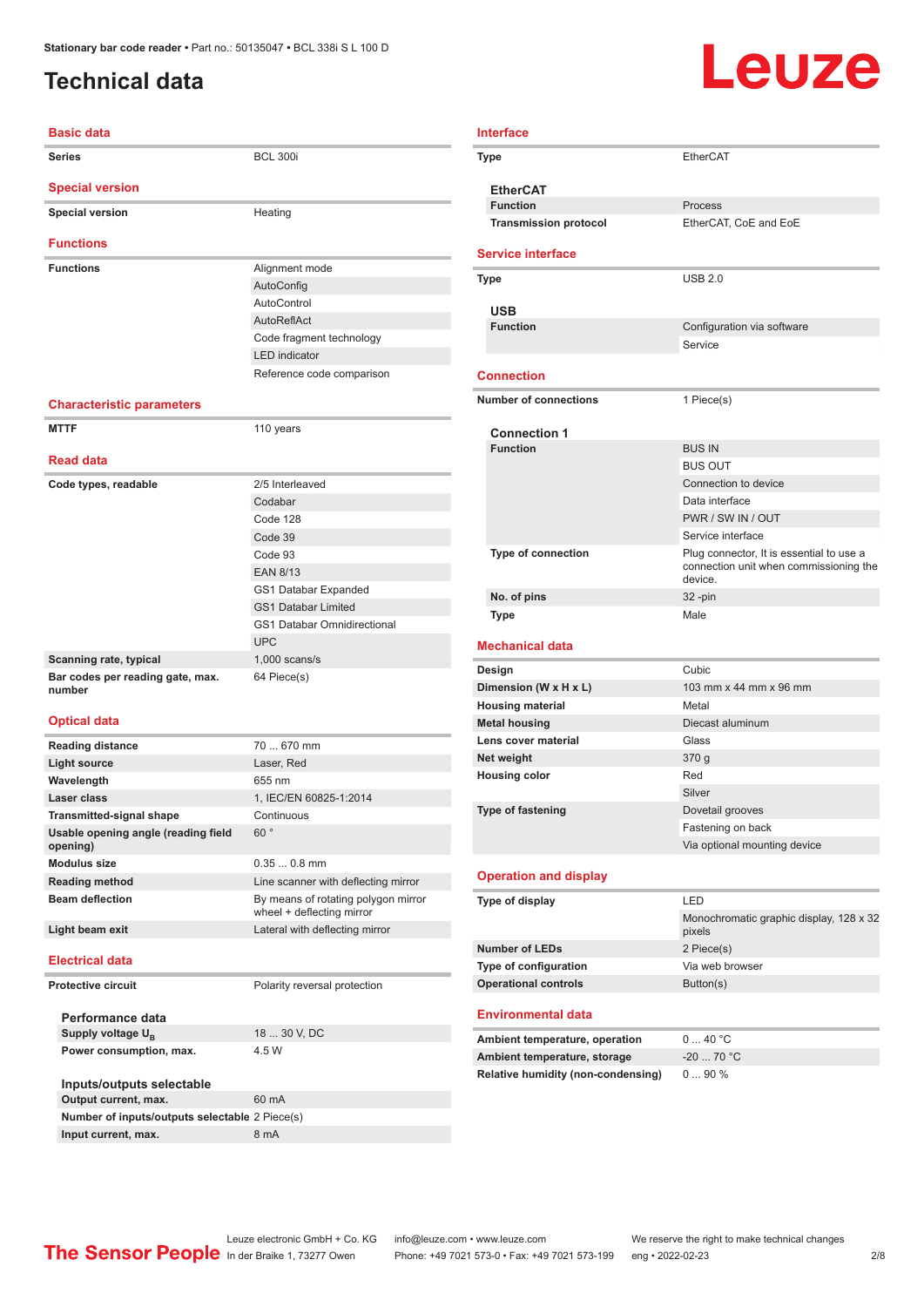Stationary bar code reader • Part no.: 50135047 • BCL 338i S L 100 D

# Technical data

## Basic data

| | |
|---|---|
| Series | BCL 300i |

## Special version

| | |
|---|---|
| Special version | Heating |

## Functions

| | |
|---|---|
| Functions | Alignment mode |
| | AutoConfig |
| | AutoControl |
| | AutoReflAct |
| | Code fragment technology |
| | LED indicator |
| | Reference code comparison |

## Characteristic parameters

| | |
|---|---|
| MTTF | 110 years |

## Read data

| | |
|---|---|
| Code types, readable | 2/5 Interleaved |
| | Codabar |
| | Code 128 |
| | Code 39 |
| | Code 93 |
| | EAN 8/13 |
| | GS1 Databar Expanded |
| | GS1 Databar Limited |
| | GS1 Databar Omnidirectional |
| | UPC |
| Scanning rate, typical | 1,000 scans/s |
| Bar codes per reading gate, max. number | 64 Piece(s) |

## Optical data

| | |
|---|---|
| Reading distance | 70 ... 670 mm |
| Light source | Laser, Red |
| Wavelength | 655 nm |
| Laser class | 1, IEC/EN 60825-1:2014 |
| Transmitted-signal shape | Continuous |
| Usable opening angle (reading field opening) | 60 ° |
| Modulus size | 0.35 ... 0.8 mm |
| Reading method | Line scanner with deflecting mirror |
| Beam deflection | By means of rotating polygon mirror wheel + deflecting mirror |
| Light beam exit | Lateral with deflecting mirror |

## Electrical data

| | |
|---|---|
| Protective circuit | Polarity reversal protection |

### Performance data

| | |
|---|---|
| Supply voltage $U_B$ | 18 ... 30 V, DC |
| Power consumption, max. | 4.5 W |

### Inputs/outputs selectable

| | |
|---|---|
| Output current, max. | 60 mA |
| Number of inputs/outputs selectable | 2 Piece(s) |
| Input current, max. | 8 mA |

## Interface

| | |
|---|---|
| Type | EtherCAT |

### EtherCAT

| | |
|---|---|
| Function | Process |
| Transmission protocol | EtherCAT, CoE and EoE |

## Service interface

| | |
|---|---|
| Type | USB 2.0 |

### USB

| | |
|---|---|
| Function | Configuration via software |
| | Service |

## Connection

| | |
|---|---|
| Number of connections | 1 Piece(s) |

### Connection 1

| | |
|---|---|
| Function | BUS IN |
| | BUS OUT |
| | Connection to device |
| | Data interface |
| | PWR / SW IN / OUT |
| | Service interface |
| Type of connection | Plug connector, It is essential to use a connection unit when commissioning the device. |
| No. of pins | 32 -pin |
| Type | Male |

## Mechanical data

| | |
|---|---|
| Design | Cubic |
| Dimension (W x H x L) | 103 mm x 44 mm x 96 mm |
| Housing material | Metal |
| Metal housing | Diecast aluminum |
| Lens cover material | Glass |
| Net weight | 370 g |
| Housing color | Red |
| | Silver |
| Type of fastening | Dovetail grooves |
| | Fastening on back |
| | Via optional mounting device |

## Operation and display

| | |
|---|---|
| Type of display | LED |
| | Monochromatic graphic display, 128 x 32 pixels |
| Number of LEDs | 2 Piece(s) |
| Type of configuration | Via web browser |
| Operational controls | Button(s) |

## Environmental data

| | |
|---|---|
| Ambient temperature, operation | 0 ... 40 °C |
| Ambient temperature, storage | -20 ... 70 °C |
| Relative humidity (non-condensing) | 0 ... 90 % |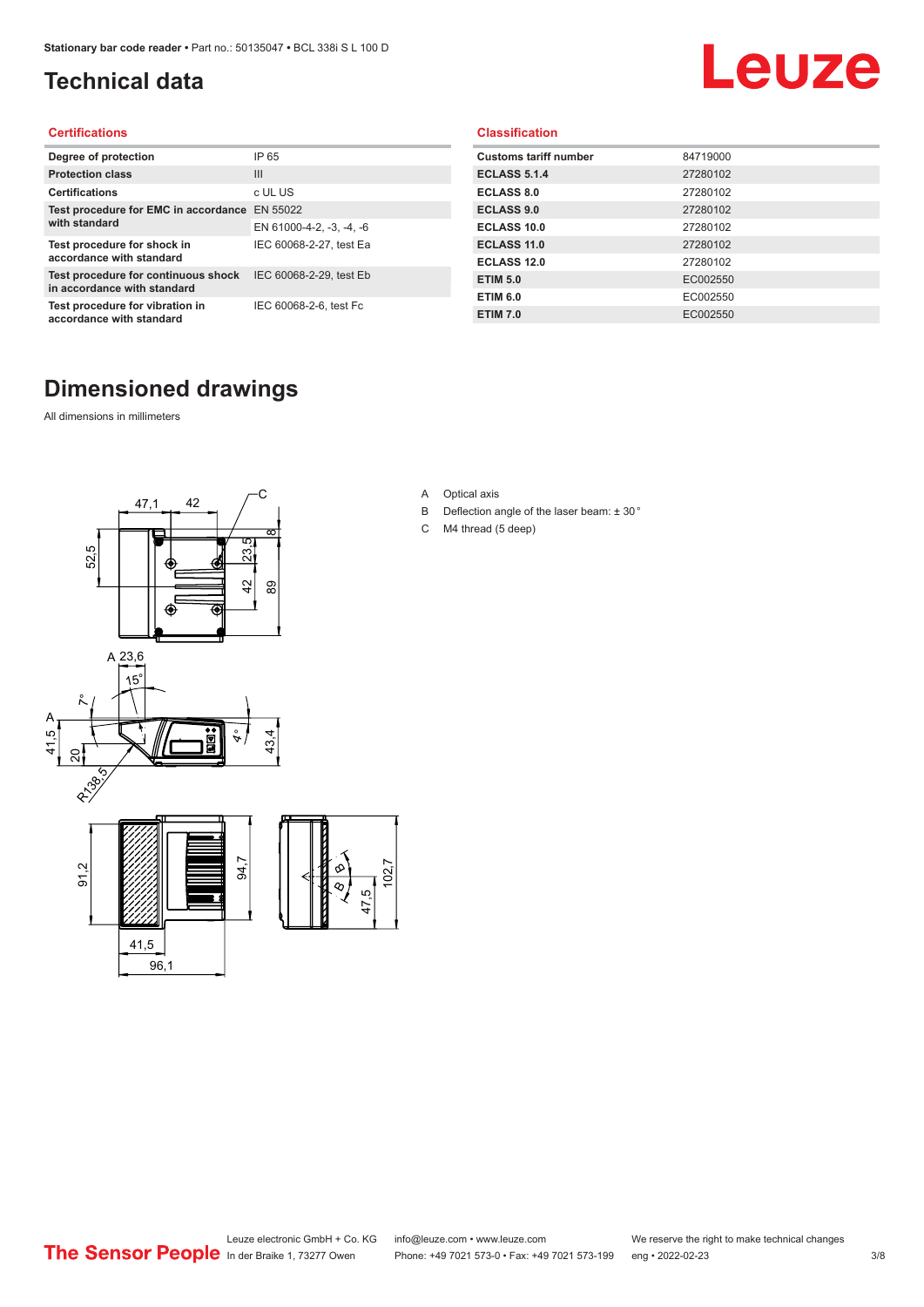# Technical data

## Certifications

| | |
|---|---|
| **Degree of protection** | IP 65 |
| **Protection class** | III |
| **Certifications** | c UL US |
| **Test procedure for EMC in accordance with standard** | EN 55022 |
| | EN 61000-4-2, -3, -4, -6 |
| **Test procedure for shock in accordance with standard** | IEC 60068-2-27, test Ea |
| **Test procedure for continuous shock in accordance with standard** | IEC 60068-2-29, test Eb |
| **Test procedure for vibration in accordance with standard** | IEC 60068-2-6, test Fc |

## Classification

| | |
|---|---|
| **Customs tariff number** | 84719000 |
| **ECLASS 5.1.4** | 27280102 |
| **ECLASS 8.0** | 27280102 |
| **ECLASS 9.0** | 27280102 |
| **ECLASS 10.0** | 27280102 |
| **ECLASS 11.0** | 27280102 |
| **ECLASS 12.0** | 27280102 |
| **ETIM 5.0** | EC002550 |
| **ETIM 6.0** | EC002550 |
| **ETIM 7.0** | EC002550 |

# Dimensioned drawings

All dimensions in millimeters

A Optical axis

B Deflection angle of the laser beam: ± 30 °

C M4 thread (5 deep)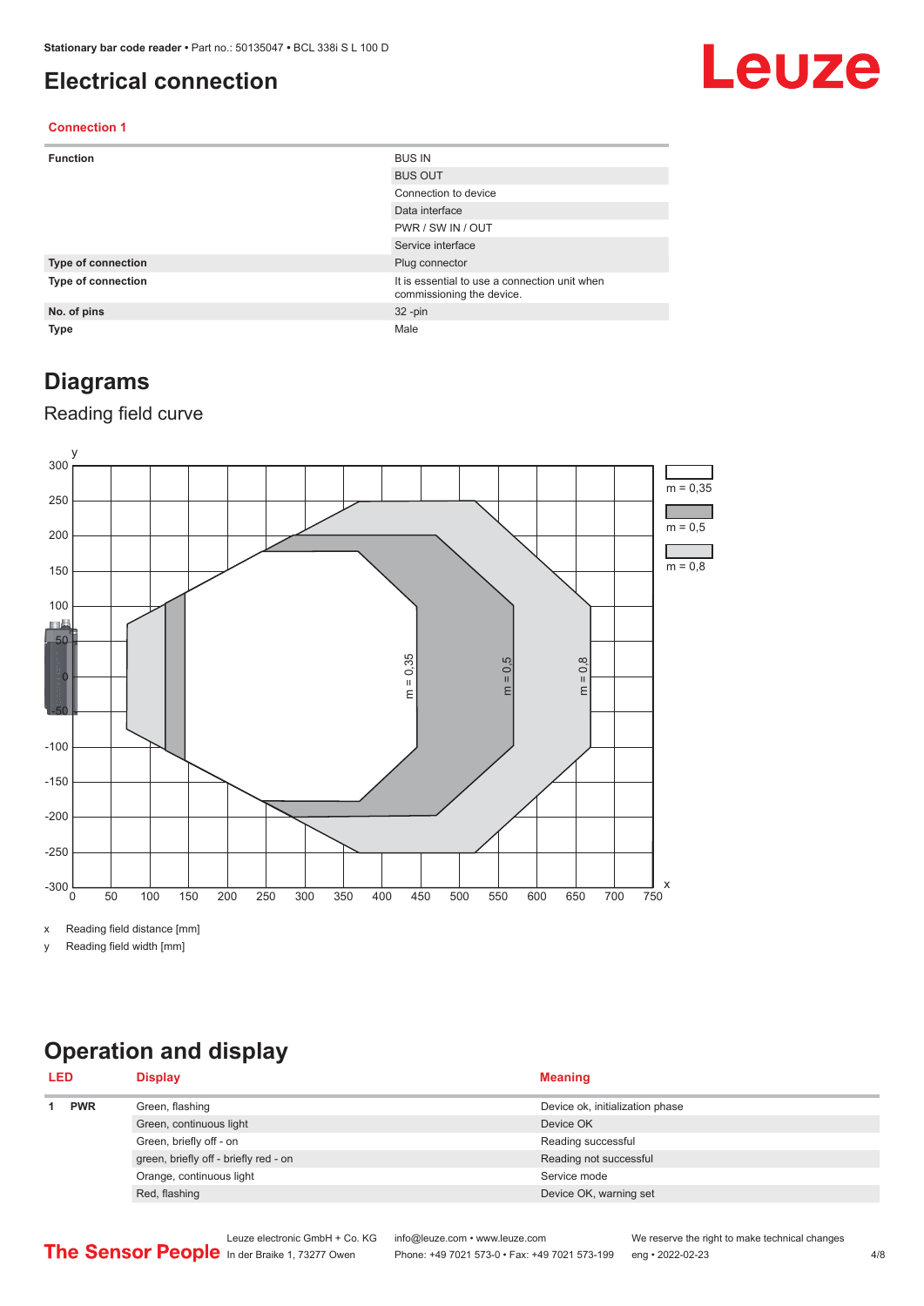# Electrical connection

## Connection 1

| | |
|---|---|
| **Function** | BUS IN |
| | BUS OUT |
| | Connection to device |
| | Data interface |
| | PWR / SW IN / OUT |
| | Service interface |
| **Type of connection** | Plug connector |
| **Type of connection** | It is essential to use a connection unit when commissioning the device. |
| **No. of pins** | 32 -pin |
| **Type** | Male |

# Diagrams

## Reading field curve

x Reading field distance [mm]

y Reading field width [mm]

# Operation and display

| LED | | Display | Meaning |
|---|---|---|---|
| 1 | **PWR** | Green, flashing | Device ok, initialization phase |
| | | Green, continuous light | Device OK |
| | | Green, briefly off - on | Reading successful |
| | | green, briefly off - briefly red - on | Reading not successful |
| | | Orange, continuous light | Service mode |
| | | Red, flashing | Device OK, warning set |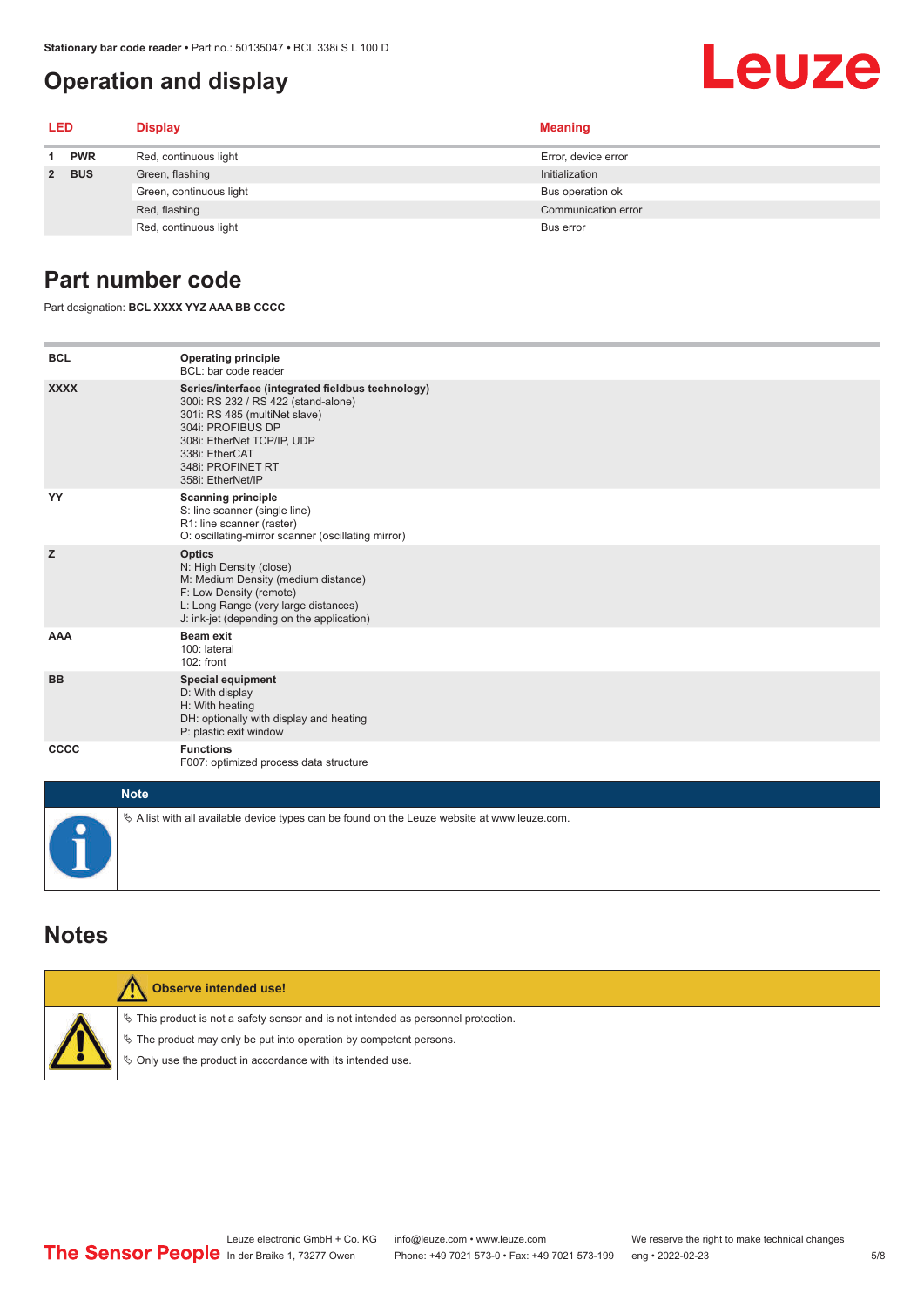# Operation and display

| LED | | Display | Meaning |
|---|---|---|---|
| 1 | PWR | Red, continuous light | Error, device error |
| 2 | BUS | Green, flashing | Initialization |
| | | Green, continuous light | Bus operation ok |
| | | Red, flashing | Communication error |
| | | Red, continuous light | Bus error |

# Part number code

Part designation: **BCL XXXX YYZ AAA BB CCCC**

| | |
|---|---|
| **BCL** | **Operating principle**<br>BCL: bar code reader |
| **XXXX** | **Series/interface (integrated fieldbus technology)**<br>300i: RS 232 / RS 422 (stand-alone)<br>301i: RS 485 (multiNet slave)<br>304i: PROFIBUS DP<br>308i: EtherNet TCP/IP, UDP<br>338i: EtherCAT<br>348i: PROFINET RT<br>358i: EtherNet/IP |
| **YY** | **Scanning principle**<br>S: line scanner (single line)<br>R1: line scanner (raster)<br>O: oscillating-mirror scanner (oscillating mirror) |
| **Z** | **Optics**<br>N: High Density (close)<br>M: Medium Density (medium distance)<br>F: Low Density (remote)<br>L: Long Range (very large distances)<br>J: ink-jet (depending on the application) |
| **AAA** | **Beam exit**<br>100: lateral<br>102: front |
| **BB** | **Special equipment**<br>D: With display<br>H: With heating<br>DH: optionally with display and heating<br>P: plastic exit window |
| **CCCC** | **Functions**<br>F007: optimized process data structure |

**Note**

- A list with all available device types can be found on the Leuze website at www.leuze.com.

# Notes

**Observe intended use!**

- This product is not a safety sensor and is not intended as personnel protection.
- The product may only be put into operation by competent persons.
- Only use the product in accordance with its intended use.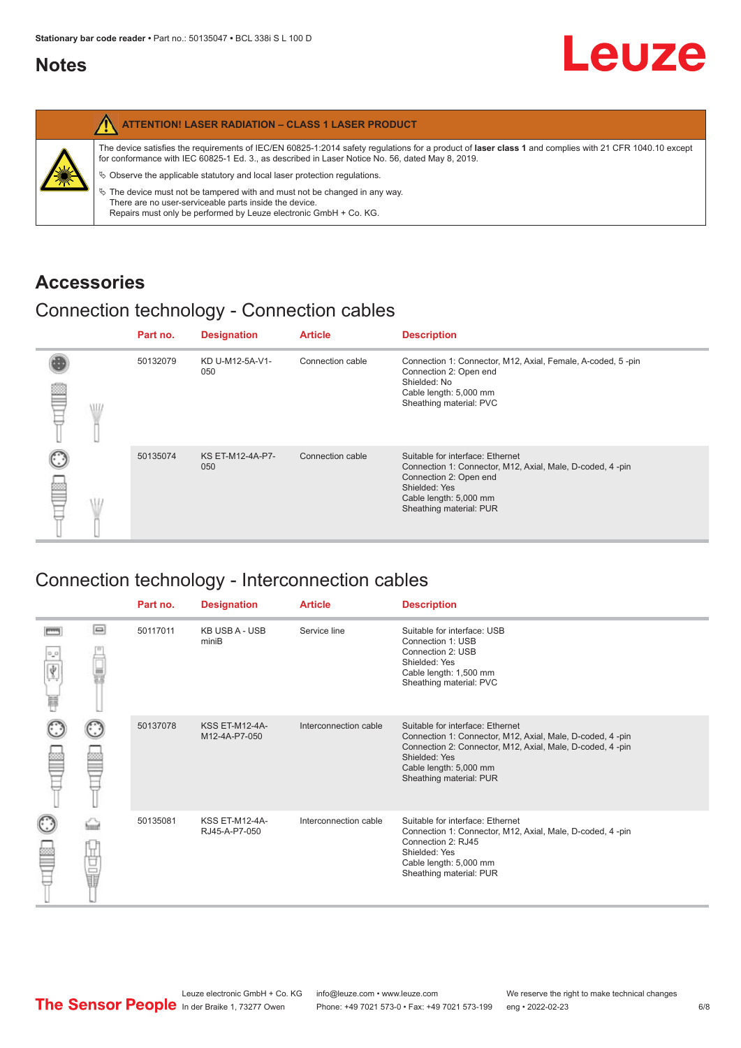# Notes

**ATTENTION! LASER RADIATION – CLASS 1 LASER PRODUCT**

The device satisfies the requirements of IEC/EN 60825-1:2014 safety regulations for a product of **laser class 1** and complies with 21 CFR 1040.10 except for conformance with IEC 60825-1 Ed. 3., as described in Laser Notice No. 56, dated May 8, 2019.

↳ Observe the applicable statutory and local laser protection regulations.

↳ The device must not be tampered with and must not be changed in any way.
There are no user-serviceable parts inside the device.
Repairs must only be performed by Leuze electronic GmbH + Co. KG.

# Accessories

## Connection technology - Connection cables

| Part no. | Designation | Article | Description |
|---|---|---|---|
| 50132079 | KD U-M12-5A-V1-050 | Connection cable | Connection 1: Connector, M12, Axial, Female, A-coded, 5 -pin<br>Connection 2: Open end<br>Shielded: No<br>Cable length: 5,000 mm<br>Sheathing material: PVC |
| 50135074 | KS ET-M12-4A-P7-050 | Connection cable | Suitable for interface: Ethernet<br>Connection 1: Connector, M12, Axial, Male, D-coded, 4 -pin<br>Connection 2: Open end<br>Shielded: Yes<br>Cable length: 5,000 mm<br>Sheathing material: PUR |

## Connection technology - Interconnection cables

| Part no. | Designation | Article | Description |
|---|---|---|---|
| 50117011 | KB USB A - USB miniB | Service line | Suitable for interface: USB<br>Connection 1: USB<br>Connection 2: USB<br>Shielded: Yes<br>Cable length: 1,500 mm<br>Sheathing material: PVC |
| 50137078 | KSS ET-M12-4A-M12-4A-P7-050 | Interconnection cable | Suitable for interface: Ethernet<br>Connection 1: Connector, M12, Axial, Male, D-coded, 4 -pin<br>Connection 2: Connector, M12, Axial, Male, D-coded, 4 -pin<br>Shielded: Yes<br>Cable length: 5,000 mm<br>Sheathing material: PUR |
| 50135081 | KSS ET-M12-4A-RJ45-A-P7-050 | Interconnection cable | Suitable for interface: Ethernet<br>Connection 1: Connector, M12, Axial, Male, D-coded, 4 -pin<br>Connection 2: RJ45<br>Shielded: Yes<br>Cable length: 5,000 mm<br>Sheathing material: PUR |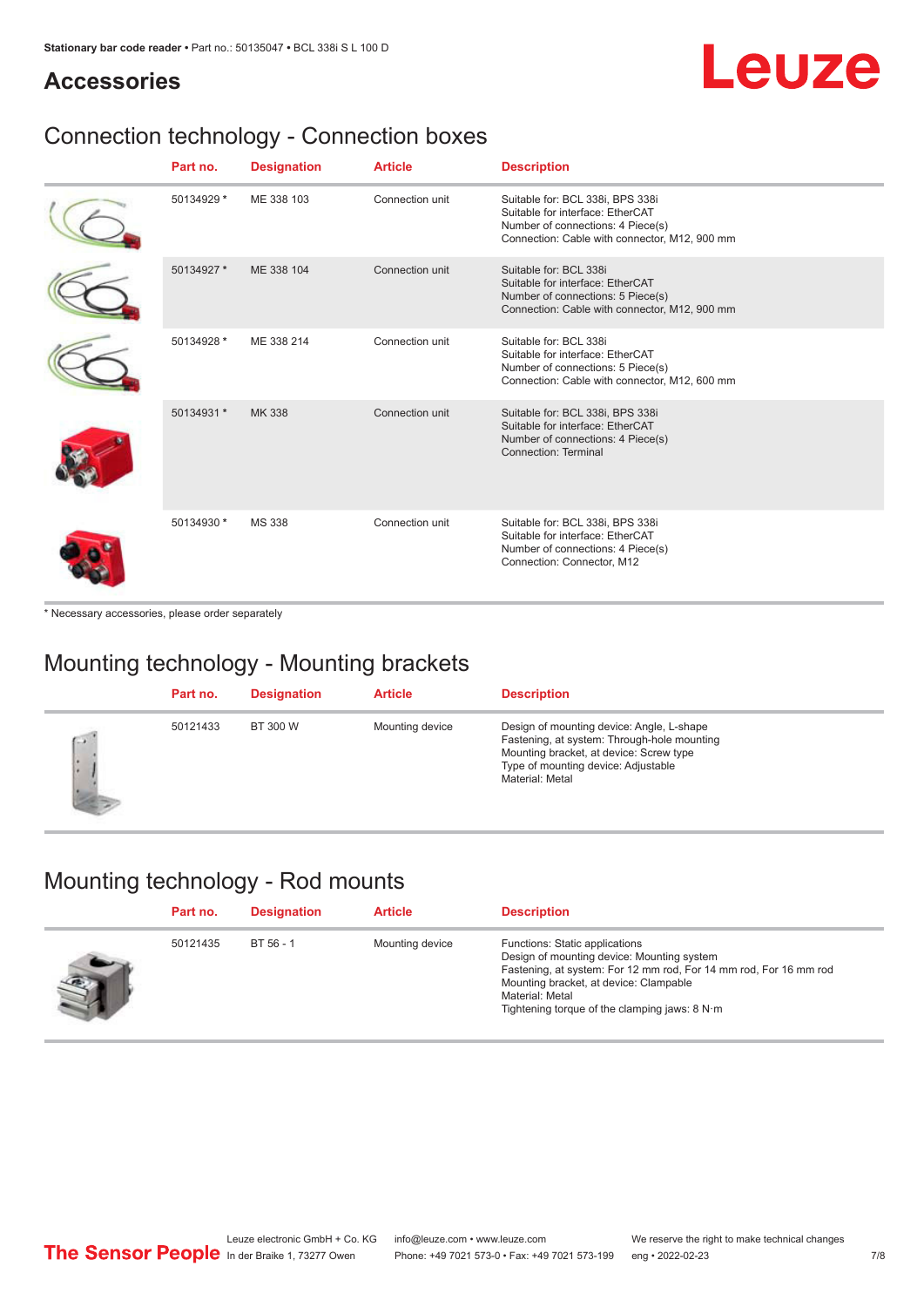## Accessories

### Connection technology - Connection boxes

| Part no. | Designation | Article | Description |
|---|---|---|---|
| 50134929 * | ME 338 103 | Connection unit | Suitable for: BCL 338i, BPS 338i<br>Suitable for interface: EtherCAT<br>Number of connections: 4 Piece(s)<br>Connection: Cable with connector, M12, 900 mm |
| 50134927 * | ME 338 104 | Connection unit | Suitable for: BCL 338i<br>Suitable for interface: EtherCAT<br>Number of connections: 5 Piece(s)<br>Connection: Cable with connector, M12, 900 mm |
| 50134928 * | ME 338 214 | Connection unit | Suitable for: BCL 338i<br>Suitable for interface: EtherCAT<br>Number of connections: 5 Piece(s)<br>Connection: Cable with connector, M12, 600 mm |
| 50134931 * | MK 338 | Connection unit | Suitable for: BCL 338i, BPS 338i<br>Suitable for interface: EtherCAT<br>Number of connections: 4 Piece(s)<br>Connection: Terminal |
| 50134930 * | MS 338 | Connection unit | Suitable for: BCL 338i, BPS 338i<br>Suitable for interface: EtherCAT<br>Number of connections: 4 Piece(s)<br>Connection: Connector, M12 |

* Necessary accessories, please order separately

### Mounting technology - Mounting brackets

| Part no. | Designation | Article | Description |
|---|---|---|---|
| 50121433 | BT 300 W | Mounting device | Design of mounting device: Angle, L-shape<br>Fastening, at system: Through-hole mounting<br>Mounting bracket, at device: Screw type<br>Type of mounting device: Adjustable<br>Material: Metal |

### Mounting technology - Rod mounts

| Part no. | Designation | Article | Description |
|---|---|---|---|
| 50121435 | BT 56 - 1 | Mounting device | Functions: Static applications<br>Design of mounting device: Mounting system<br>Fastening, at system: For 12 mm rod, For 14 mm rod, For 16 mm rod<br>Mounting bracket, at device: Clampable<br>Material: Metal<br>Tightening torque of the clamping jaws: 8 N·m |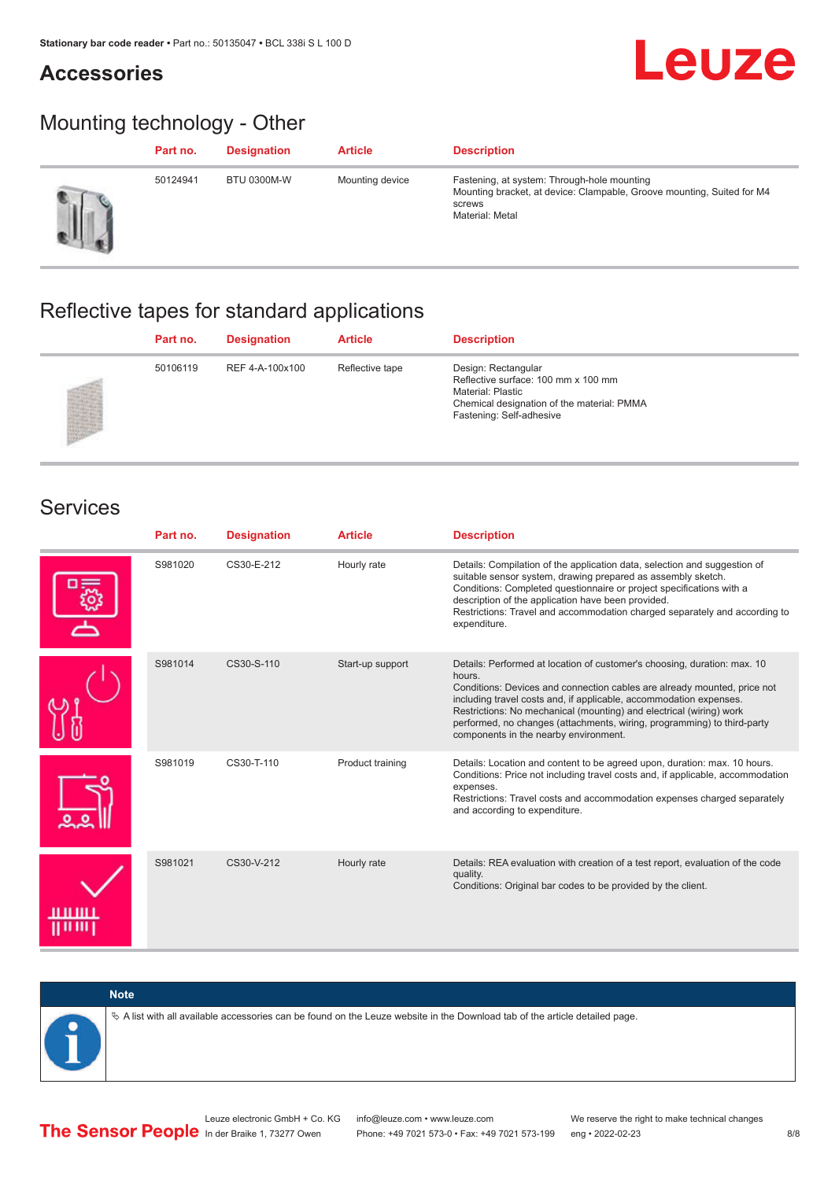## Accessories

### Mounting technology - Other

| | Part no. | Designation | Article | Description |
|---|---|---|---|---|
| | 50124941 | BTU 0300M-W | Mounting device | Fastening, at system: Through-hole mounting<br>Mounting bracket, at device: Clampable, Groove mounting, Suited for M4 screws<br>Material: Metal |

### Reflective tapes for standard applications

| | Part no. | Designation | Article | Description |
|---|---|---|---|---|
| | 50106119 | REF 4-A-100x100 | Reflective tape | Design: Rectangular<br>Reflective surface: 100 mm x 100 mm<br>Material: Plastic<br>Chemical designation of the material: PMMA<br>Fastening: Self-adhesive |

### Services

| | Part no. | Designation | Article | Description |
|---|---|---|---|---|
| | S981020 | CS30-E-212 | Hourly rate | Details: Compilation of the application data, selection and suggestion of suitable sensor system, drawing prepared as assembly sketch.<br>Conditions: Completed questionnaire or project specifications with a description of the application have been provided.<br>Restrictions: Travel and accommodation charged separately and according to expenditure. |
| | S981014 | CS30-S-110 | Start-up support | Details: Performed at location of customer's choosing, duration: max. 10 hours.<br>Conditions: Devices and connection cables are already mounted, price not including travel costs and, if applicable, accommodation expenses.<br>Restrictions: No mechanical (mounting) and electrical (wiring) work performed, no changes (attachments, wiring, programming) to third-party components in the nearby environment. |
| | S981019 | CS30-T-110 | Product training | Details: Location and content to be agreed upon, duration: max. 10 hours.<br>Conditions: Price not including travel costs and, if applicable, accommodation expenses.<br>Restrictions: Travel costs and accommodation expenses charged separately and according to expenditure. |
| | S981021 | CS30-V-212 | Hourly rate | Details: REA evaluation with creation of a test report, evaluation of the code quality.<br>Conditions: Original bar codes to be provided by the client. |

**Note**

A list with all available accessories can be found on the Leuze website in the Download tab of the article detailed page.